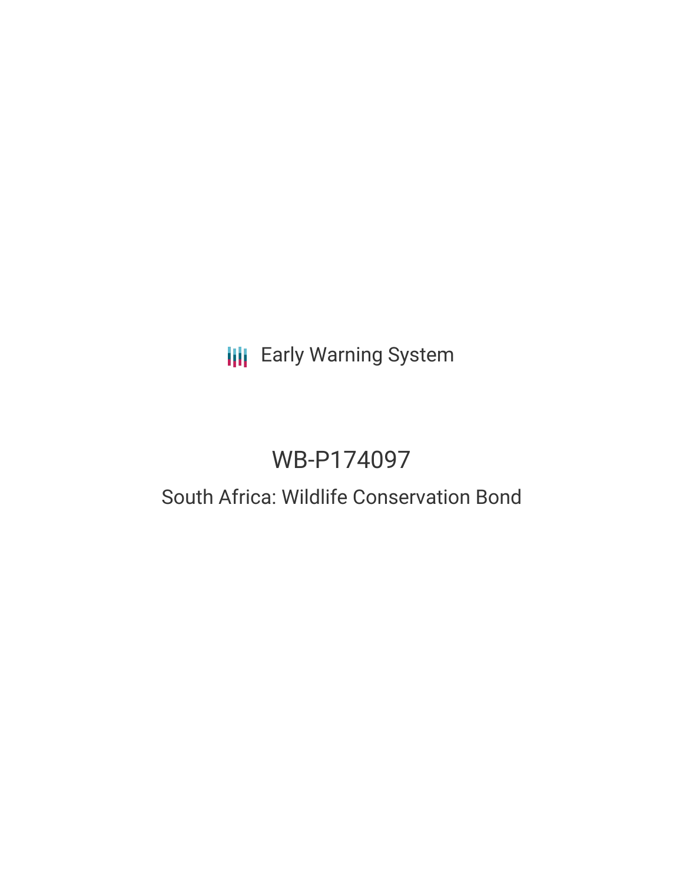Early Warning System

# WB-P174097

## South Africa: Wildlife Conservation Bond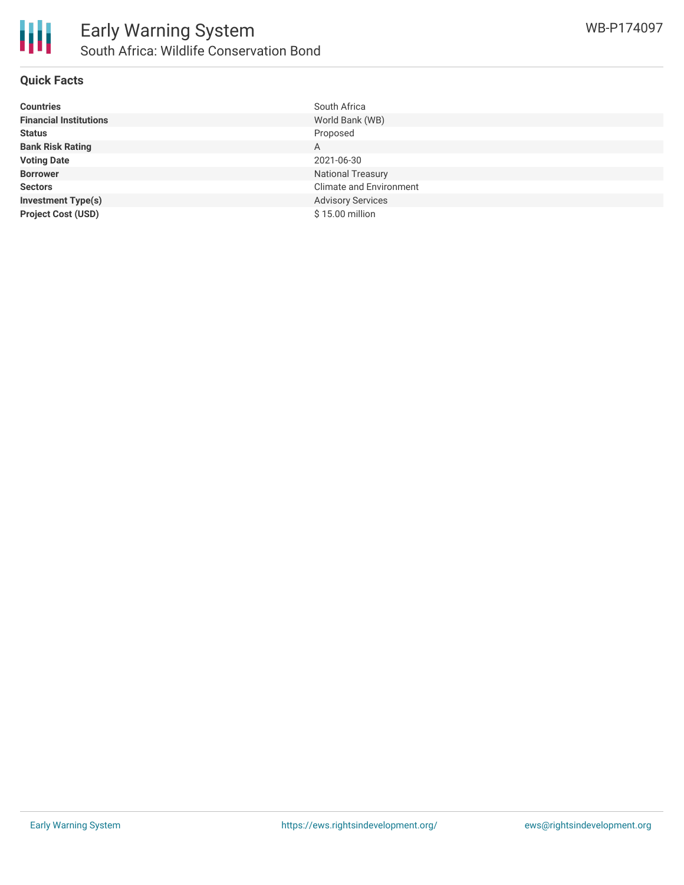# Early Warning System

## South Africa: Wildlife Conservation Bond

WB-P174097

### Quick Facts

| | |
|---|---|
| **Countries** | South Africa |
| **Financial Institutions** | World Bank (WB) |
| **Status** | Proposed |
| **Bank Risk Rating** | A |
| **Voting Date** | 2021-06-30 |
| **Borrower** | National Treasury |
| **Sectors** | Climate and Environment |
| **Investment Type(s)** | Advisory Services |
| **Project Cost (USD)** | $ 15.00 million |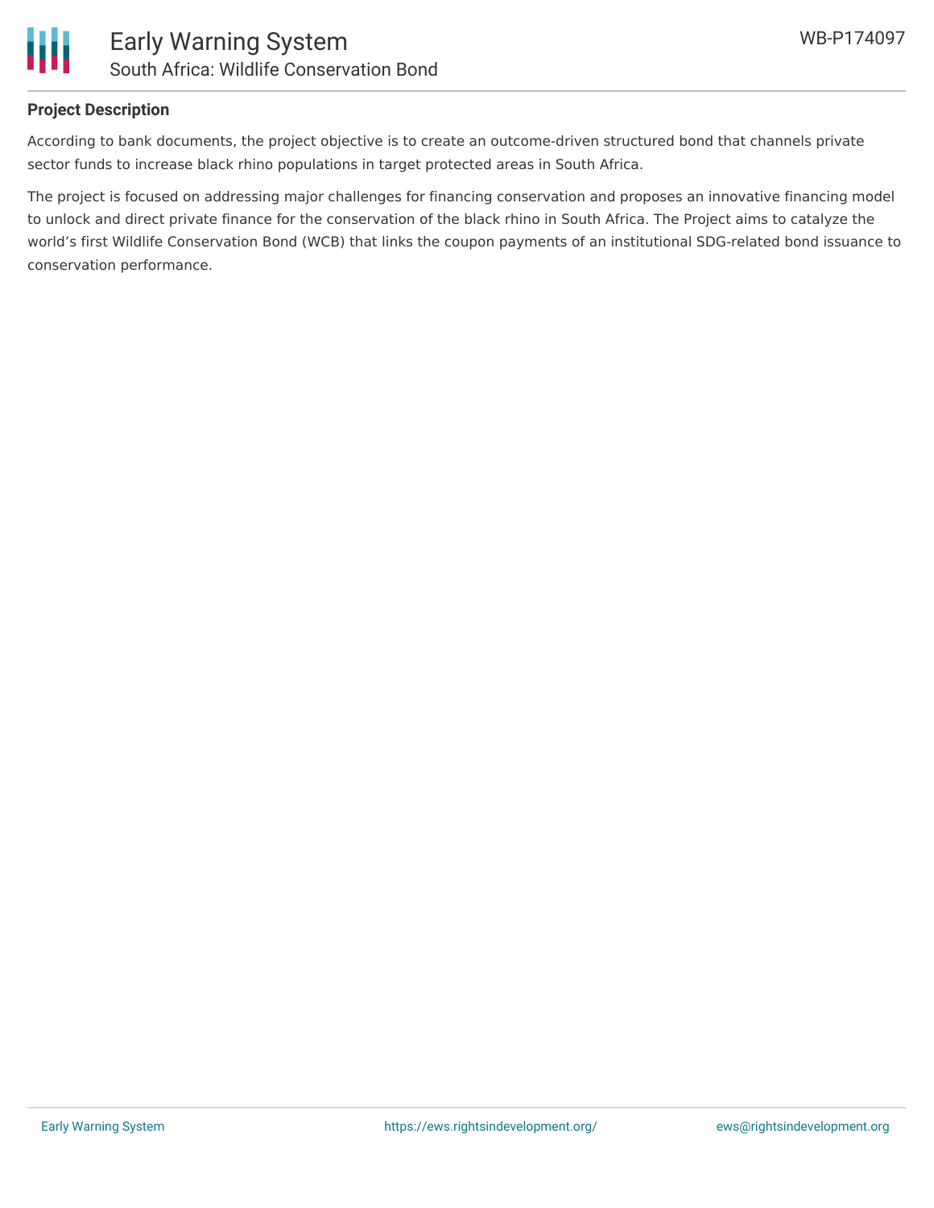## Project Description

According to bank documents, the project objective is to create an outcome-driven structured bond that channels private sector funds to increase black rhino populations in target protected areas in South Africa.

The project is focused on addressing major challenges for financing conservation and proposes an innovative financing model to unlock and direct private finance for the conservation of the black rhino in South Africa. The Project aims to catalyze the world's first Wildlife Conservation Bond (WCB) that links the coupon payments of an institutional SDG-related bond issuance to conservation performance.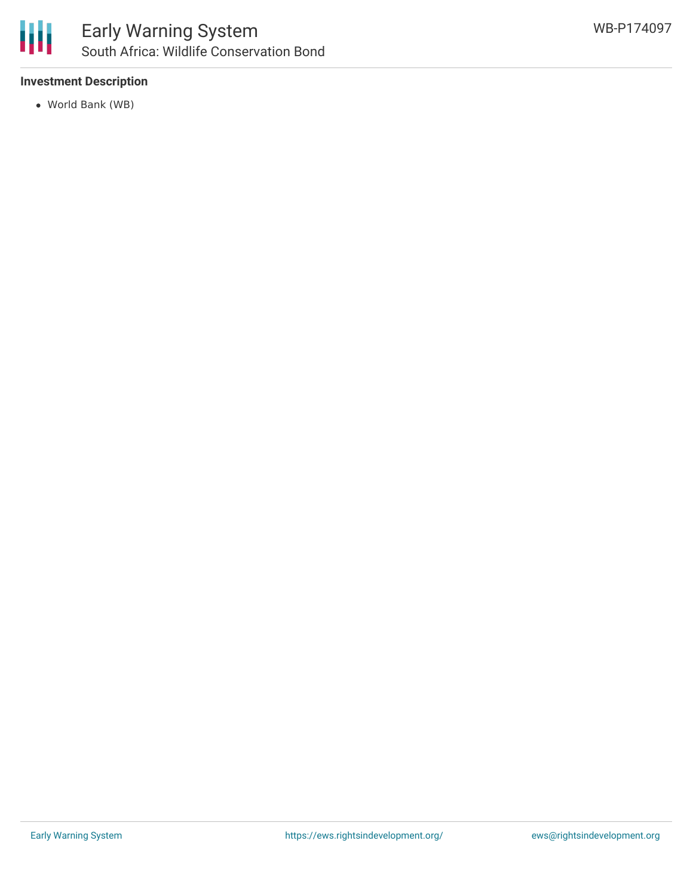**Investment Description**

- World Bank (WB)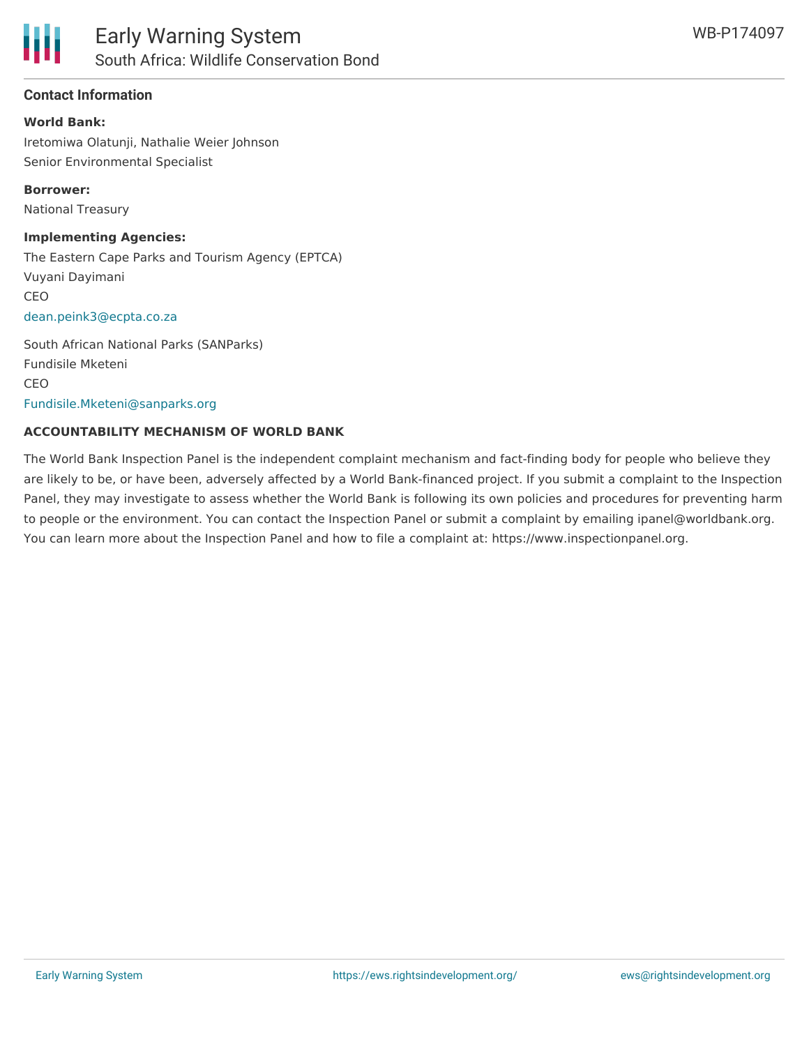### Contact Information

**World Bank:**
Iretomiwa Olatunji, Nathalie Weier Johnson
Senior Environmental Specialist

**Borrower:**
National Treasury

**Implementing Agencies:**
The Eastern Cape Parks and Tourism Agency (EPTCA)
Vuyani Dayimani
CEO
dean.peink3@ecpta.co.za

South African National Parks (SANParks)
Fundisile Mketeni
CEO
Fundisile.Mketeni@sanparks.org

**ACCOUNTABILITY MECHANISM OF WORLD BANK**

The World Bank Inspection Panel is the independent complaint mechanism and fact-finding body for people who believe they are likely to be, or have been, adversely affected by a World Bank-financed project. If you submit a complaint to the Inspection Panel, they may investigate to assess whether the World Bank is following its own policies and procedures for preventing harm to people or the environment. You can contact the Inspection Panel or submit a complaint by emailing ipanel@worldbank.org. You can learn more about the Inspection Panel and how to file a complaint at: https://www.inspectionpanel.org.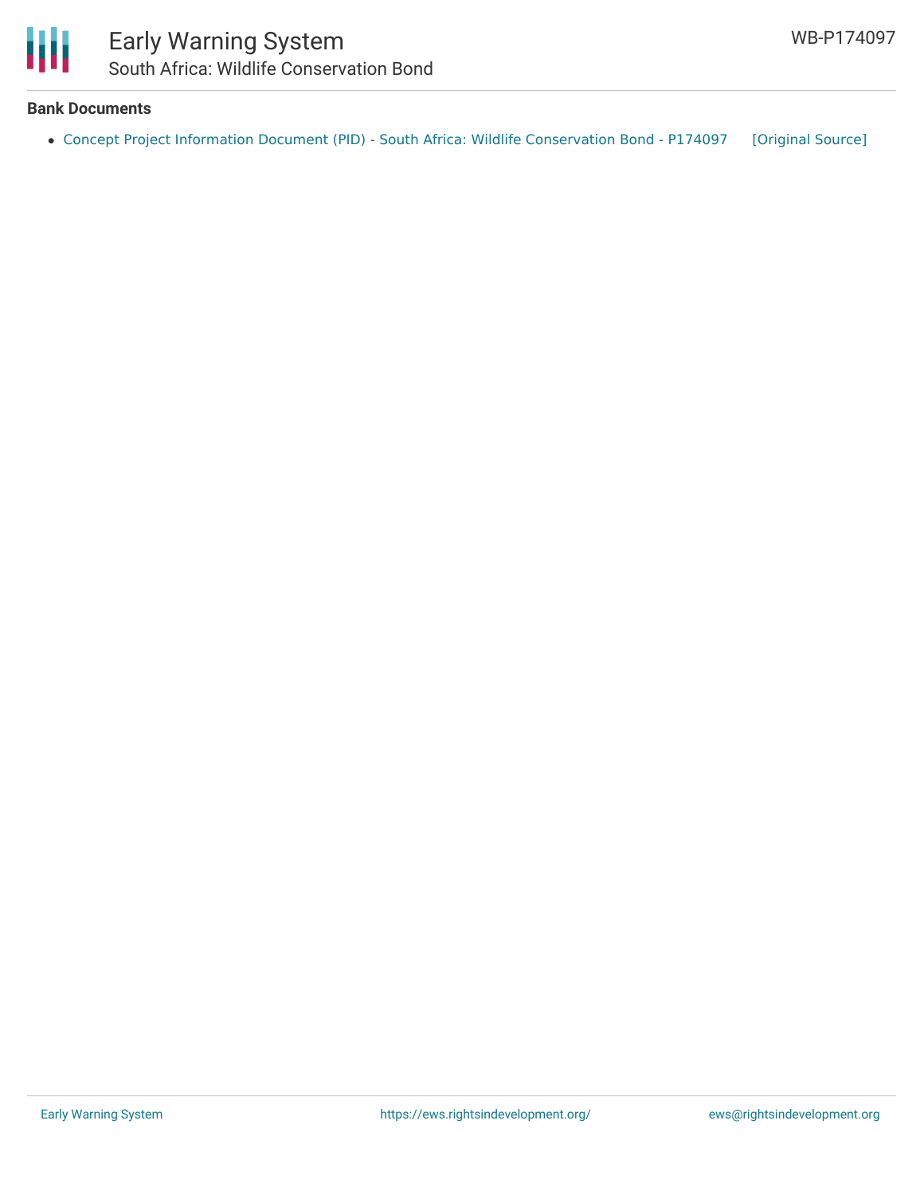**Bank Documents**

- Concept Project Information Document (PID) - South Africa: Wildlife Conservation Bond - P174097 [Original Source]